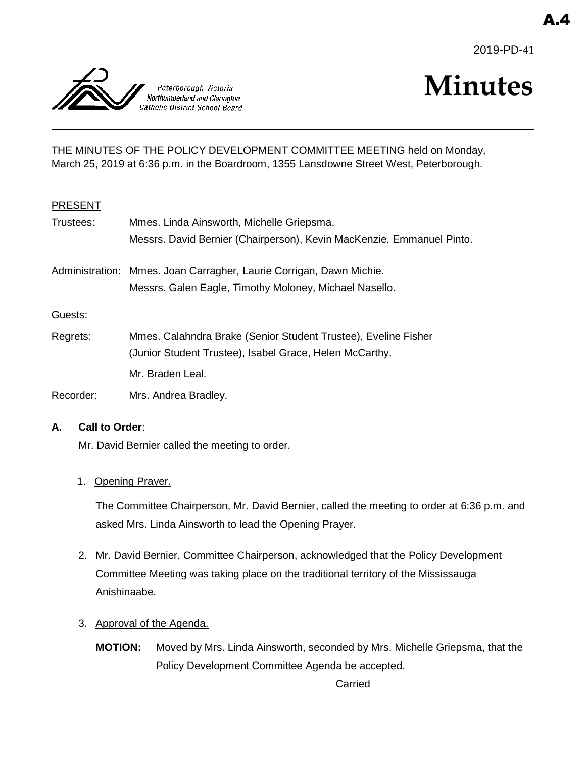A.4

2019-PD-41

Peterborough Victoria Northumberland and Clarington Catholic District School Board

# Minutes

THE MINUTES OF THE POLICY DEVELOPMENT COMMITTEE MEETING held on Monday, March 25, 2019 at 6:36 p.m. in the Boardroom, 1355 Lansdowne Street West, Peterborough.

PRESENT

Trustees: Mmes. Linda Ainsworth, Michelle Griepsma.
Messrs. David Bernier (Chairperson), Kevin MacKenzie, Emmanuel Pinto.

Administration: Mmes. Joan Carragher, Laurie Corrigan, Dawn Michie.
Messrs. Galen Eagle, Timothy Moloney, Michael Nasello.

Guests:

Regrets: Mmes. Calahndra Brake (Senior Student Trustee), Eveline Fisher (Junior Student Trustee), Isabel Grace, Helen McCarthy.
Mr. Braden Leal.

Recorder: Mrs. Andrea Bradley.

**A. Call to Order**:

Mr. David Bernier called the meeting to order.

1. Opening Prayer.

   The Committee Chairperson, Mr. David Bernier, called the meeting to order at 6:36 p.m. and asked Mrs. Linda Ainsworth to lead the Opening Prayer.

2. Mr. David Bernier, Committee Chairperson, acknowledged that the Policy Development Committee Meeting was taking place on the traditional territory of the Mississauga Anishinaabe.

3. Approval of the Agenda.

   **MOTION:** Moved by Mrs. Linda Ainsworth, seconded by Mrs. Michelle Griepsma, that the Policy Development Committee Agenda be accepted.

   Carried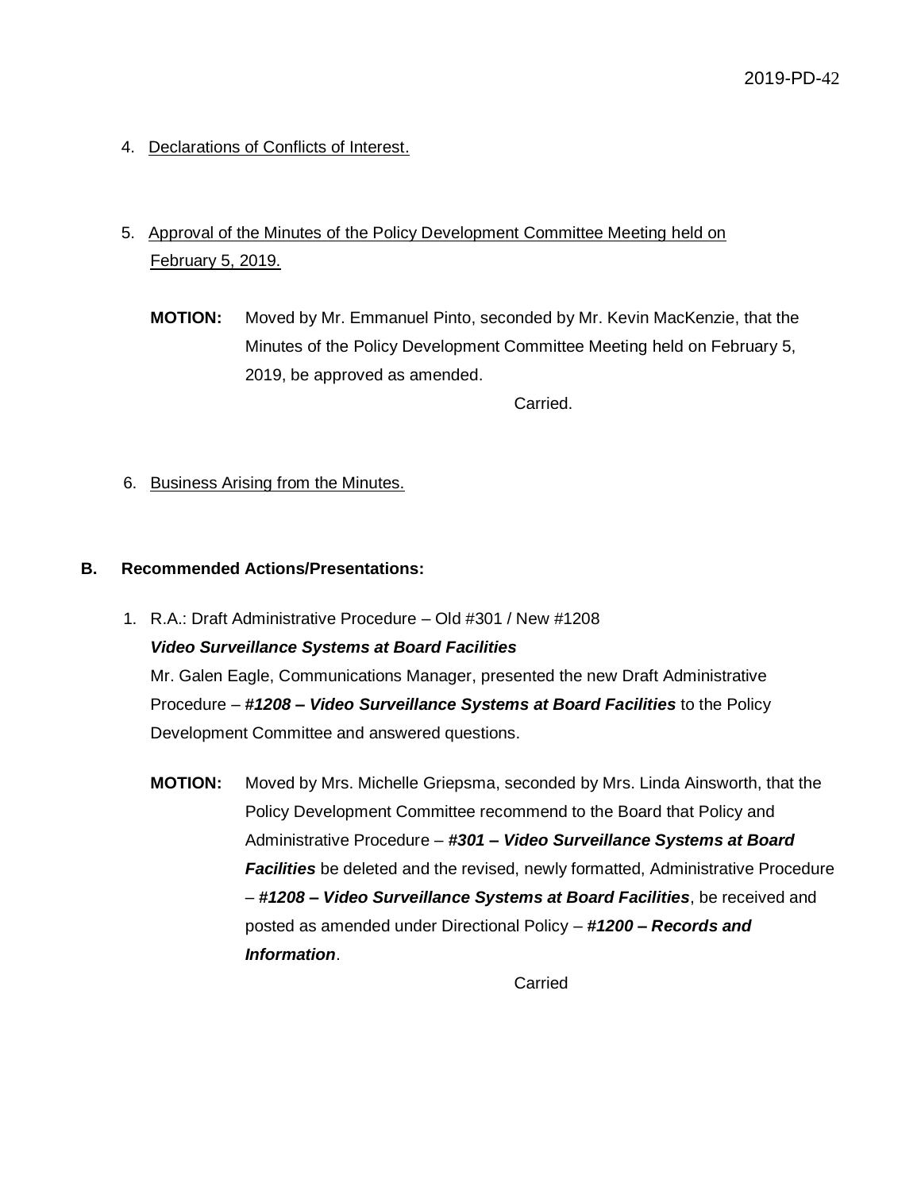4. Declarations of Conflicts of Interest.

5. Approval of the Minutes of the Policy Development Committee Meeting held on February 5, 2019.

   **MOTION:** Moved by Mr. Emmanuel Pinto, seconded by Mr. Kevin MacKenzie, that the Minutes of the Policy Development Committee Meeting held on February 5, 2019, be approved as amended.

   Carried.

6. Business Arising from the Minutes.

**B. Recommended Actions/Presentations:**

1. R.A.: Draft Administrative Procedure – Old #301 / New #1208
   ***Video Surveillance Systems at Board Facilities***
   Mr. Galen Eagle, Communications Manager, presented the new Draft Administrative Procedure – ***#1208 – Video Surveillance Systems at Board Facilities*** to the Policy Development Committee and answered questions.

   **MOTION:** Moved by Mrs. Michelle Griepsma, seconded by Mrs. Linda Ainsworth, that the Policy Development Committee recommend to the Board that Policy and Administrative Procedure – ***#301 – Video Surveillance Systems at Board Facilities*** be deleted and the revised, newly formatted, Administrative Procedure – ***#1208 – Video Surveillance Systems at Board Facilities***, be received and posted as amended under Directional Policy – ***#1200 – Records and Information***.

   Carried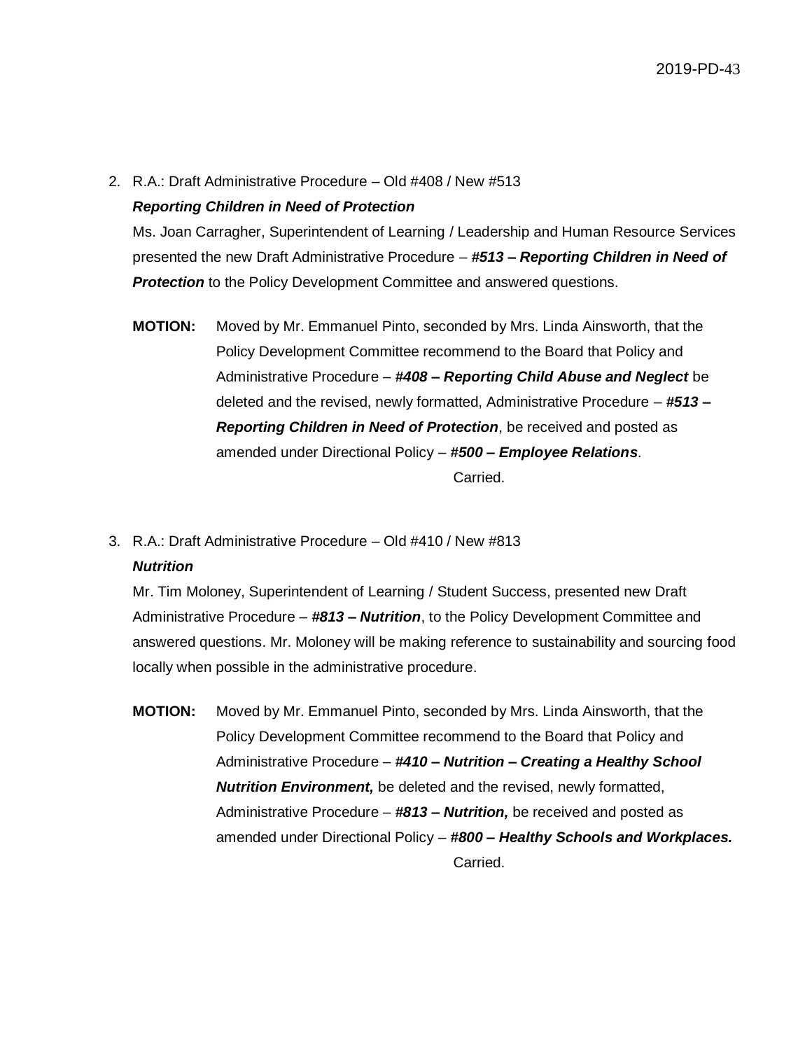2. R.A.: Draft Administrative Procedure – Old #408 / New #513

   ***Reporting Children in Need of Protection***

   Ms. Joan Carragher, Superintendent of Learning / Leadership and Human Resource Services presented the new Draft Administrative Procedure – ***#513 – Reporting Children in Need of Protection*** to the Policy Development Committee and answered questions.

   **MOTION:** Moved by Mr. Emmanuel Pinto, seconded by Mrs. Linda Ainsworth, that the Policy Development Committee recommend to the Board that Policy and Administrative Procedure – ***#408 – Reporting Child Abuse and Neglect*** be deleted and the revised, newly formatted, Administrative Procedure – ***#513 – Reporting Children in Need of Protection***, be received and posted as amended under Directional Policy – ***#500 – Employee Relations***.

   Carried.

3. R.A.: Draft Administrative Procedure – Old #410 / New #813

   ***Nutrition***

   Mr. Tim Moloney, Superintendent of Learning / Student Success, presented new Draft Administrative Procedure – ***#813 – Nutrition***, to the Policy Development Committee and answered questions. Mr. Moloney will be making reference to sustainability and sourcing food locally when possible in the administrative procedure.

   **MOTION:** Moved by Mr. Emmanuel Pinto, seconded by Mrs. Linda Ainsworth, that the Policy Development Committee recommend to the Board that Policy and Administrative Procedure – ***#410 – Nutrition – Creating a Healthy School Nutrition Environment,*** be deleted and the revised, newly formatted, Administrative Procedure – ***#813 – Nutrition,*** be received and posted as amended under Directional Policy – ***#800 – Healthy Schools and Workplaces.***

   Carried.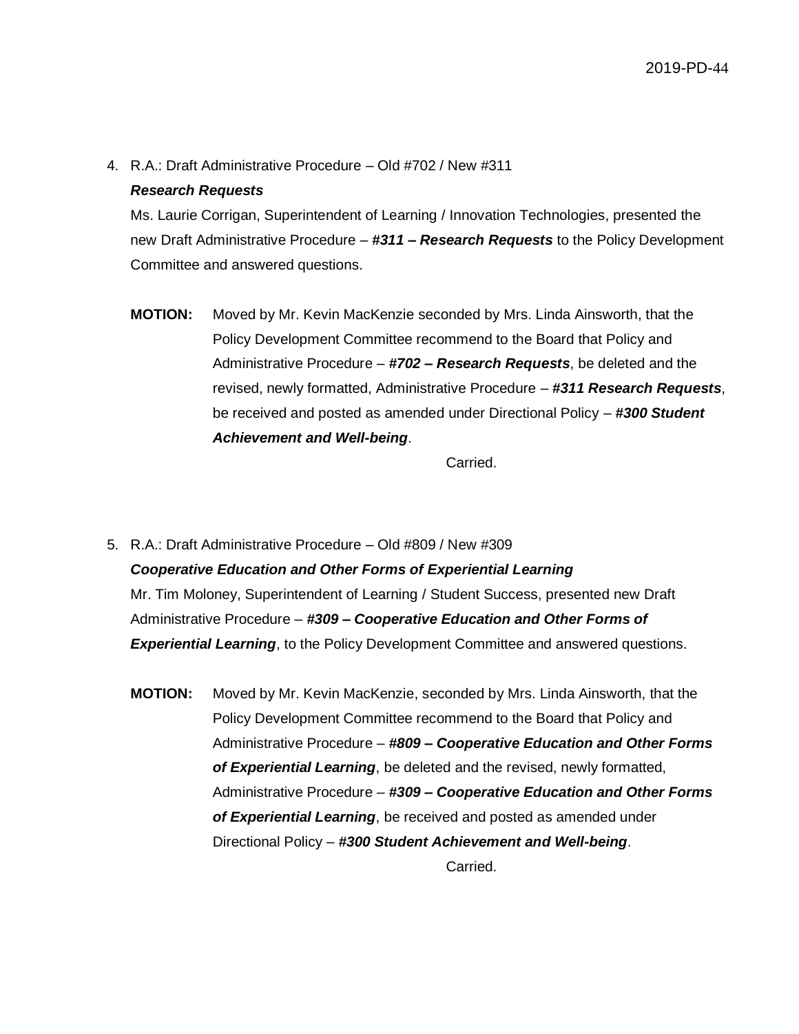4. R.A.: Draft Administrative Procedure – Old #702 / New #311

   ***Research Requests***

   Ms. Laurie Corrigan, Superintendent of Learning / Innovation Technologies, presented the new Draft Administrative Procedure – ***#311 – Research Requests*** to the Policy Development Committee and answered questions.

   **MOTION:** Moved by Mr. Kevin MacKenzie seconded by Mrs. Linda Ainsworth, that the Policy Development Committee recommend to the Board that Policy and Administrative Procedure – ***#702 – Research Requests***, be deleted and the revised, newly formatted, Administrative Procedure – ***#311 Research Requests***, be received and posted as amended under Directional Policy – ***#300 Student Achievement and Well-being***.

   Carried.

5. R.A.: Draft Administrative Procedure – Old #809 / New #309

   ***Cooperative Education and Other Forms of Experiential Learning***

   Mr. Tim Moloney, Superintendent of Learning / Student Success, presented new Draft Administrative Procedure – ***#309 – Cooperative Education and Other Forms of Experiential Learning***, to the Policy Development Committee and answered questions.

   **MOTION:** Moved by Mr. Kevin MacKenzie, seconded by Mrs. Linda Ainsworth, that the Policy Development Committee recommend to the Board that Policy and Administrative Procedure – ***#809 – Cooperative Education and Other Forms of Experiential Learning***, be deleted and the revised, newly formatted, Administrative Procedure – ***#309 – Cooperative Education and Other Forms of Experiential Learning***, be received and posted as amended under Directional Policy – ***#300 Student Achievement and Well-being***.

   Carried.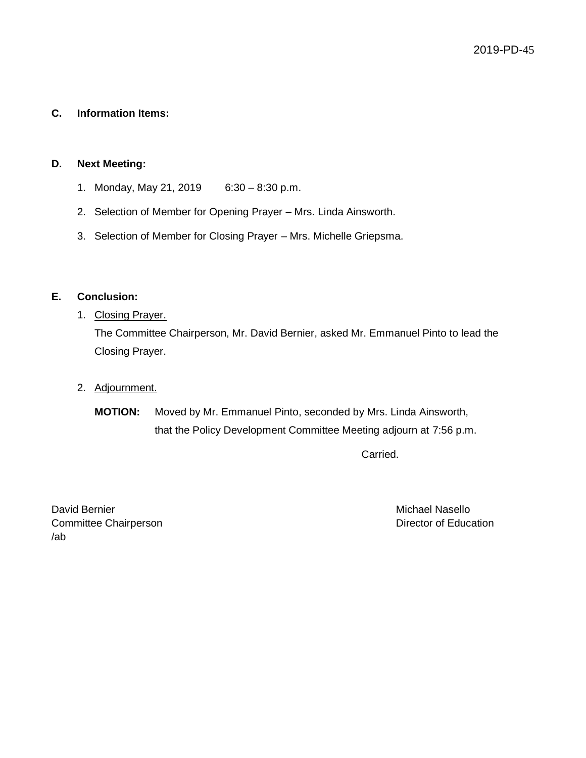2019-PD-45

**C. Information Items:**

**D. Next Meeting:**

1. Monday, May 21, 2019 6:30 – 8:30 p.m.
2. Selection of Member for Opening Prayer – Mrs. Linda Ainsworth.
3. Selection of Member for Closing Prayer – Mrs. Michelle Griepsma.

**E. Conclusion:**

1. Closing Prayer.
   The Committee Chairperson, Mr. David Bernier, asked Mr. Emmanuel Pinto to lead the Closing Prayer.

2. Adjournment.

   **MOTION:** Moved by Mr. Emmanuel Pinto, seconded by Mrs. Linda Ainsworth, that the Policy Development Committee Meeting adjourn at 7:56 p.m.

   Carried.

David Bernier
Committee Chairperson
/ab

Michael Nasello
Director of Education